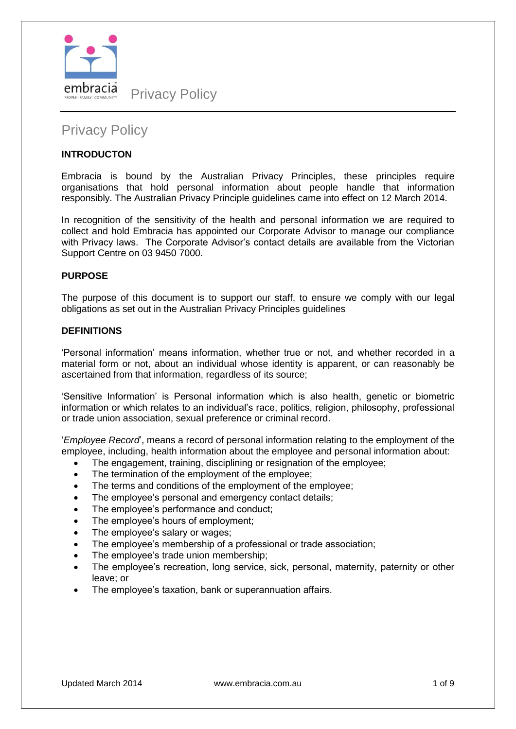# Privacy Policy

## INTRODUCTON

Embracia is bound by the Australian Privacy Principles, these principles require organisations that hold personal information about people handle that information responsibly. The Australian Privacy Principle guidelines came into effect on 12 March 2014.

In recognition of the sensitivity of the health and personal information we are required to collect and hold Embracia has appointed our Corporate Advisor to manage our compliance with Privacy laws. The Corporate Advisor's contact details are available from the Victorian Support Centre on 03 9450 7000.

## PURPOSE

The purpose of this document is to support our staff, to ensure we comply with our legal obligations as set out in the Australian Privacy Principles guidelines

## DEFINITIONS

'Personal information' means information, whether true or not, and whether recorded in a material form or not, about an individual whose identity is apparent, or can reasonably be ascertained from that information, regardless of its source;

'Sensitive Information' is Personal information which is also health, genetic or biometric information or which relates to an individual's race, politics, religion, philosophy, professional or trade union association, sexual preference or criminal record.

'*Employee Record*', means a record of personal information relating to the employment of the employee, including, health information about the employee and personal information about:

- The engagement, training, disciplining or resignation of the employee;
- The termination of the employment of the employee;
- The terms and conditions of the employment of the employee;
- The employee's personal and emergency contact details;
- The employee's performance and conduct;
- The employee's hours of employment;
- The employee's salary or wages;
- The employee's membership of a professional or trade association;
- The employee's trade union membership;
- The employee's recreation, long service, sick, personal, maternity, paternity or other leave; or
- The employee's taxation, bank or superannuation affairs.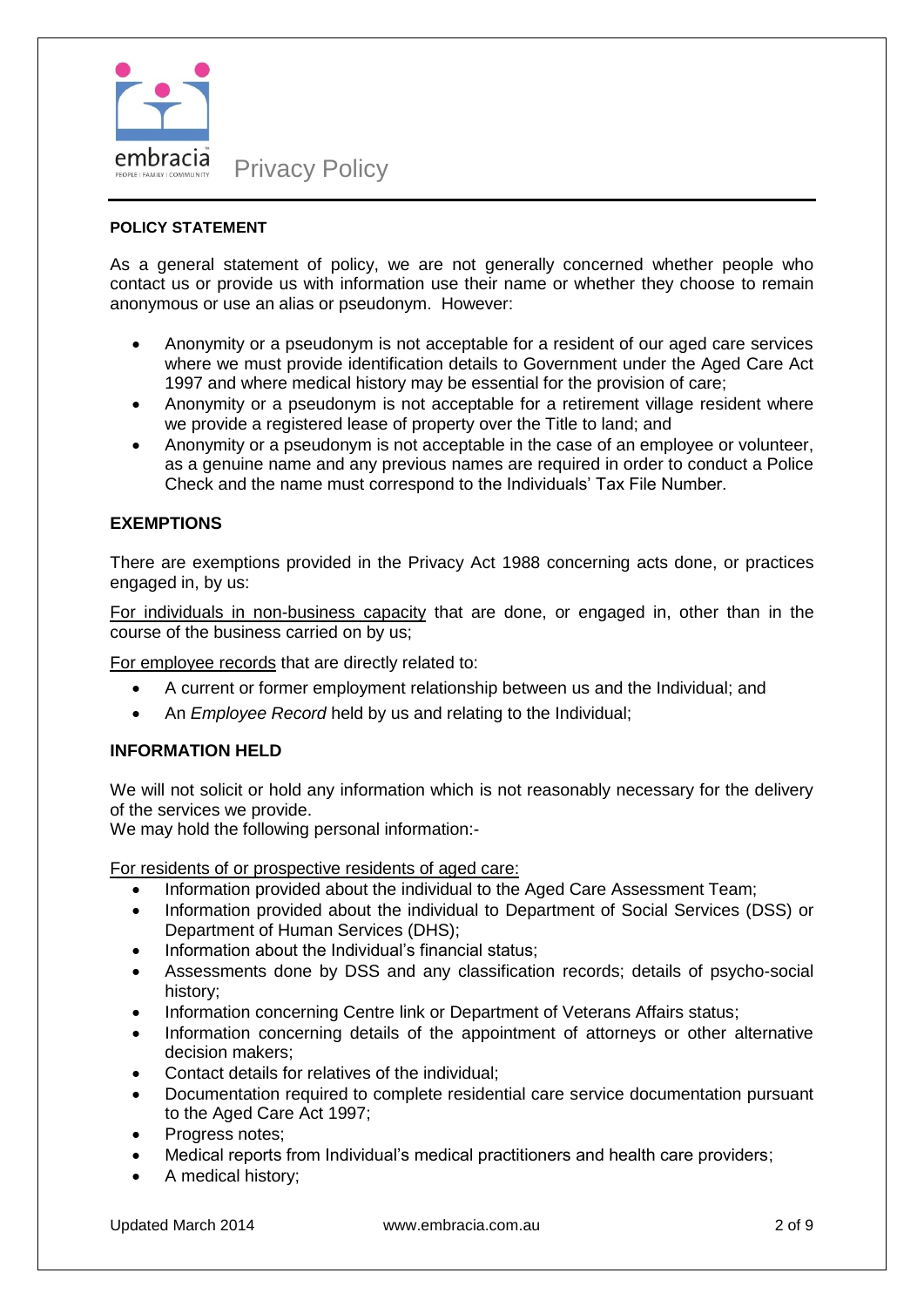**POLICY STATEMENT**

As a general statement of policy, we are not generally concerned whether people who contact us or provide us with information use their name or whether they choose to remain anonymous or use an alias or pseudonym. However:

- Anonymity or a pseudonym is not acceptable for a resident of our aged care services where we must provide identification details to Government under the Aged Care Act 1997 and where medical history may be essential for the provision of care;
- Anonymity or a pseudonym is not acceptable for a retirement village resident where we provide a registered lease of property over the Title to land; and
- Anonymity or a pseudonym is not acceptable in the case of an employee or volunteer, as a genuine name and any previous names are required in order to conduct a Police Check and the name must correspond to the Individuals' Tax File Number.

**EXEMPTIONS**

There are exemptions provided in the Privacy Act 1988 concerning acts done, or practices engaged in, by us:

For individuals in non-business capacity that are done, or engaged in, other than in the course of the business carried on by us;

For employee records that are directly related to:

- A current or former employment relationship between us and the Individual; and
- An *Employee Record* held by us and relating to the Individual;

**INFORMATION HELD**

We will not solicit or hold any information which is not reasonably necessary for the delivery of the services we provide.
We may hold the following personal information:-

For residents of or prospective residents of aged care:

- Information provided about the individual to the Aged Care Assessment Team;
- Information provided about the individual to Department of Social Services (DSS) or Department of Human Services (DHS);
- Information about the Individual's financial status;
- Assessments done by DSS and any classification records; details of psycho-social history;
- Information concerning Centre link or Department of Veterans Affairs status;
- Information concerning details of the appointment of attorneys or other alternative decision makers;
- Contact details for relatives of the individual;
- Documentation required to complete residential care service documentation pursuant to the Aged Care Act 1997;
- Progress notes;
- Medical reports from Individual's medical practitioners and health care providers;
- A medical history;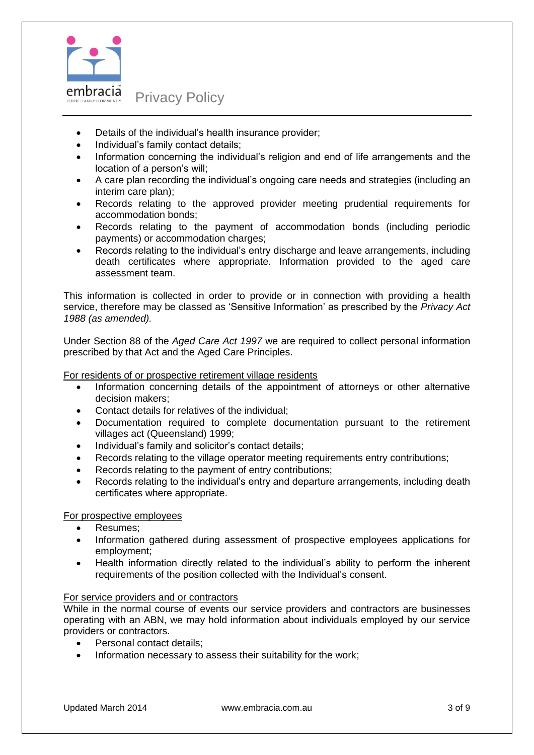- Details of the individual's health insurance provider;
- Individual's family contact details;
- Information concerning the individual's religion and end of life arrangements and the location of a person's will;
- A care plan recording the individual's ongoing care needs and strategies (including an interim care plan);
- Records relating to the approved provider meeting prudential requirements for accommodation bonds;
- Records relating to the payment of accommodation bonds (including periodic payments) or accommodation charges;
- Records relating to the individual's entry discharge and leave arrangements, including death certificates where appropriate. Information provided to the aged care assessment team.

This information is collected in order to provide or in connection with providing a health service, therefore may be classed as 'Sensitive Information' as prescribed by the *Privacy Act 1988 (as amended).*

Under Section 88 of the *Aged Care Act 1997* we are required to collect personal information prescribed by that Act and the Aged Care Principles.

<u>For residents of or prospective retirement village residents</u>

- Information concerning details of the appointment of attorneys or other alternative decision makers;
- Contact details for relatives of the individual;
- Documentation required to complete documentation pursuant to the retirement villages act (Queensland) 1999;
- Individual's family and solicitor's contact details;
- Records relating to the village operator meeting requirements entry contributions;
- Records relating to the payment of entry contributions;
- Records relating to the individual's entry and departure arrangements, including death certificates where appropriate.

<u>For prospective employees</u>

- Resumes;
- Information gathered during assessment of prospective employees applications for employment;
- Health information directly related to the individual's ability to perform the inherent requirements of the position collected with the Individual's consent.

<u>For service providers and or contractors</u>

While in the normal course of events our service providers and contractors are businesses operating with an ABN, we may hold information about individuals employed by our service providers or contractors.

- Personal contact details;
- Information necessary to assess their suitability for the work;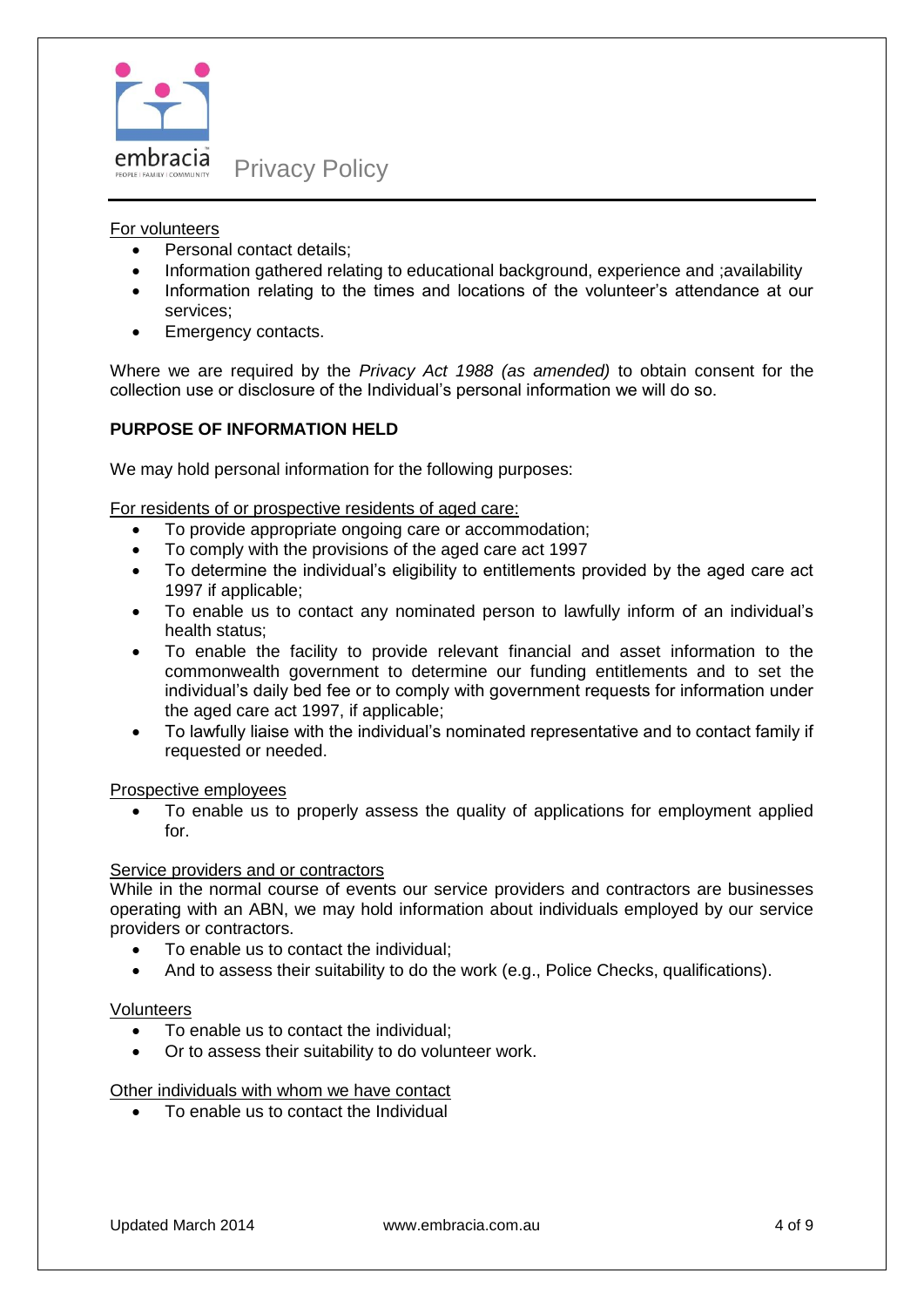<u>For volunteers</u>

- Personal contact details;
- Information gathered relating to educational background, experience and ;availability
- Information relating to the times and locations of the volunteer's attendance at our services;
- Emergency contacts.

Where we are required by the *Privacy Act 1988 (as amended)* to obtain consent for the collection use or disclosure of the Individual's personal information we will do so.

**PURPOSE OF INFORMATION HELD**

We may hold personal information for the following purposes:

<u>For residents of or prospective residents of aged care:</u>

- To provide appropriate ongoing care or accommodation;
- To comply with the provisions of the aged care act 1997
- To determine the individual's eligibility to entitlements provided by the aged care act 1997 if applicable;
- To enable us to contact any nominated person to lawfully inform of an individual's health status;
- To enable the facility to provide relevant financial and asset information to the commonwealth government to determine our funding entitlements and to set the individual's daily bed fee or to comply with government requests for information under the aged care act 1997, if applicable;
- To lawfully liaise with the individual's nominated representative and to contact family if requested or needed.

<u>Prospective employees</u>

- To enable us to properly assess the quality of applications for employment applied for.

<u>Service providers and or contractors</u>

While in the normal course of events our service providers and contractors are businesses operating with an ABN, we may hold information about individuals employed by our service providers or contractors.

- To enable us to contact the individual;
- And to assess their suitability to do the work (e.g., Police Checks, qualifications).

<u>Volunteers</u>

- To enable us to contact the individual;
- Or to assess their suitability to do volunteer work.

<u>Other individuals with whom we have contact</u>

- To enable us to contact the Individual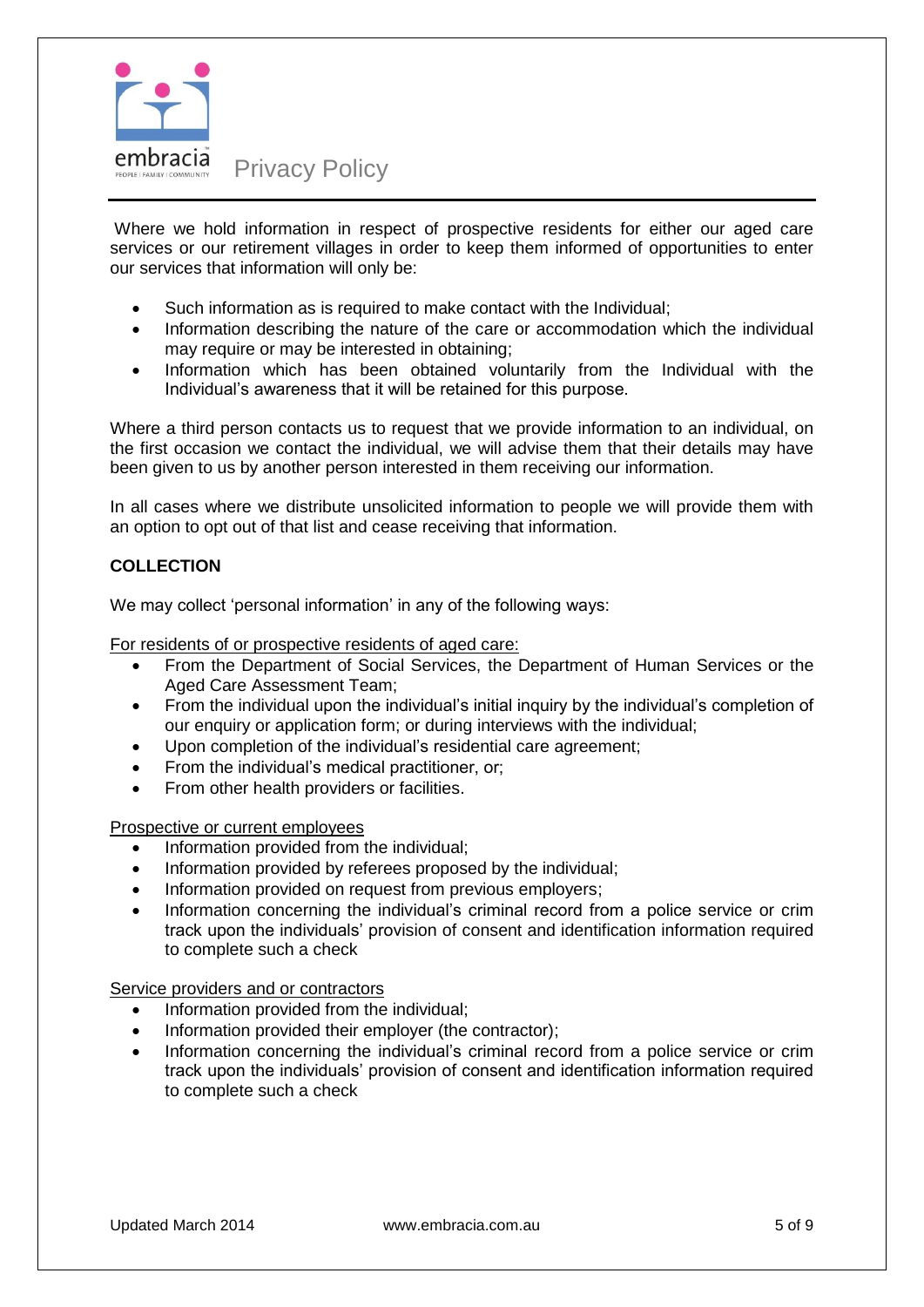Where we hold information in respect of prospective residents for either our aged care services or our retirement villages in order to keep them informed of opportunities to enter our services that information will only be:

- Such information as is required to make contact with the Individual;
- Information describing the nature of the care or accommodation which the individual may require or may be interested in obtaining;
- Information which has been obtained voluntarily from the Individual with the Individual's awareness that it will be retained for this purpose.

Where a third person contacts us to request that we provide information to an individual, on the first occasion we contact the individual, we will advise them that their details may have been given to us by another person interested in them receiving our information.

In all cases where we distribute unsolicited information to people we will provide them with an option to opt out of that list and cease receiving that information.

**COLLECTION**

We may collect 'personal information' in any of the following ways:

For residents of or prospective residents of aged care:

- From the Department of Social Services, the Department of Human Services or the Aged Care Assessment Team;
- From the individual upon the individual's initial inquiry by the individual's completion of our enquiry or application form; or during interviews with the individual;
- Upon completion of the individual's residential care agreement;
- From the individual's medical practitioner, or;
- From other health providers or facilities.

Prospective or current employees

- Information provided from the individual;
- Information provided by referees proposed by the individual;
- Information provided on request from previous employers;
- Information concerning the individual's criminal record from a police service or crim track upon the individuals' provision of consent and identification information required to complete such a check

Service providers and or contractors

- Information provided from the individual;
- Information provided their employer (the contractor);
- Information concerning the individual's criminal record from a police service or crim track upon the individuals' provision of consent and identification information required to complete such a check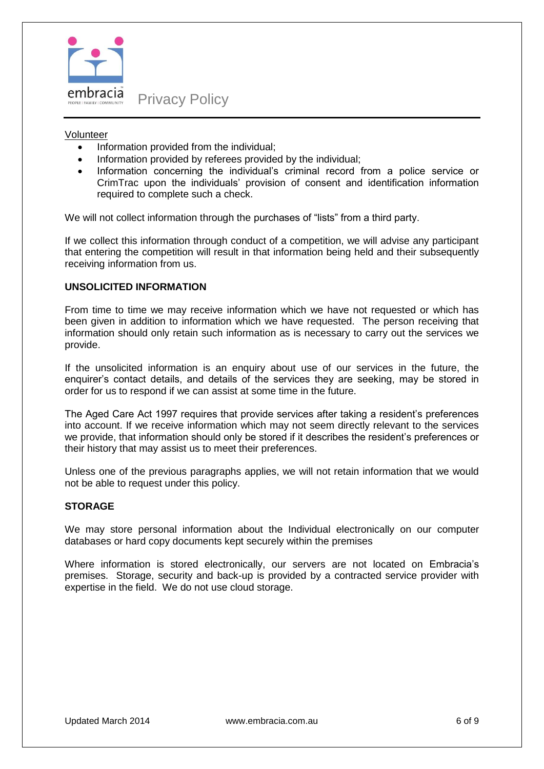Volunteer

- Information provided from the individual;
- Information provided by referees provided by the individual;
- Information concerning the individual's criminal record from a police service or CrimTrac upon the individuals' provision of consent and identification information required to complete such a check.

We will not collect information through the purchases of "lists" from a third party.

If we collect this information through conduct of a competition, we will advise any participant that entering the competition will result in that information being held and their subsequently receiving information from us.

**UNSOLICITED INFORMATION**

From time to time we may receive information which we have not requested or which has been given in addition to information which we have requested. The person receiving that information should only retain such information as is necessary to carry out the services we provide.

If the unsolicited information is an enquiry about use of our services in the future, the enquirer's contact details, and details of the services they are seeking, may be stored in order for us to respond if we can assist at some time in the future.

The Aged Care Act 1997 requires that provide services after taking a resident's preferences into account. If we receive information which may not seem directly relevant to the services we provide, that information should only be stored if it describes the resident's preferences or their history that may assist us to meet their preferences.

Unless one of the previous paragraphs applies, we will not retain information that we would not be able to request under this policy.

**STORAGE**

We may store personal information about the Individual electronically on our computer databases or hard copy documents kept securely within the premises

Where information is stored electronically, our servers are not located on Embracia's premises. Storage, security and back-up is provided by a contracted service provider with expertise in the field. We do not use cloud storage.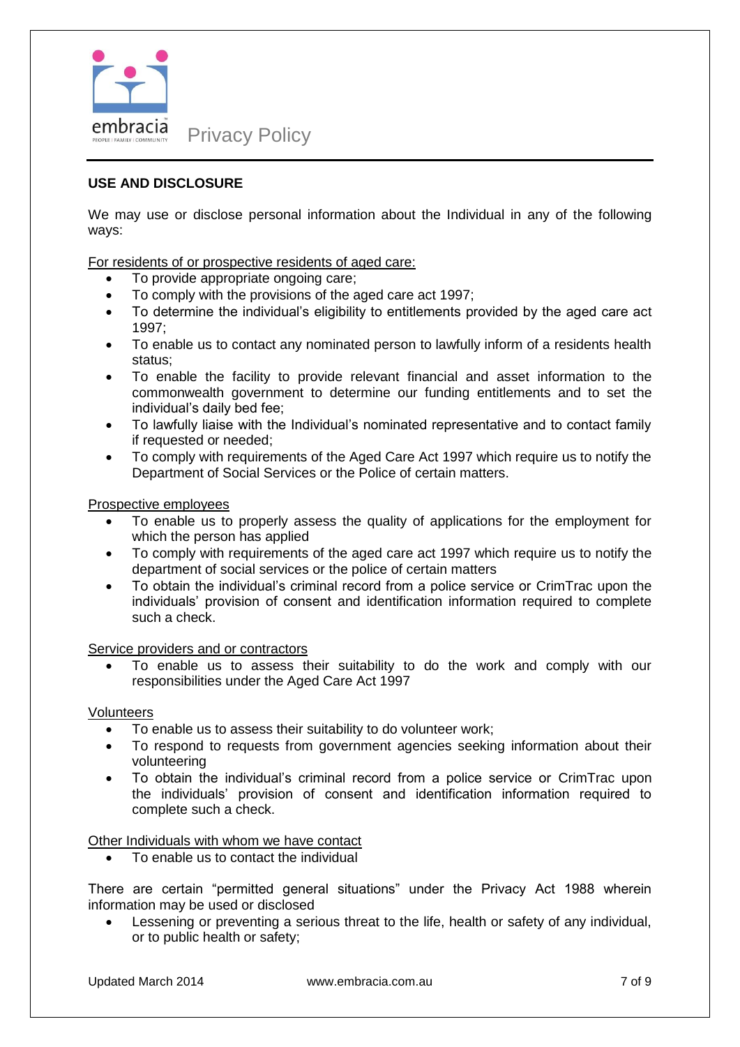## USE AND DISCLOSURE

We may use or disclose personal information about the Individual in any of the following ways:

For residents of or prospective residents of aged care:

- To provide appropriate ongoing care;
- To comply with the provisions of the aged care act 1997;
- To determine the individual's eligibility to entitlements provided by the aged care act 1997;
- To enable us to contact any nominated person to lawfully inform of a residents health status;
- To enable the facility to provide relevant financial and asset information to the commonwealth government to determine our funding entitlements and to set the individual's daily bed fee;
- To lawfully liaise with the Individual's nominated representative and to contact family if requested or needed;
- To comply with requirements of the Aged Care Act 1997 which require us to notify the Department of Social Services or the Police of certain matters.

Prospective employees

- To enable us to properly assess the quality of applications for the employment for which the person has applied
- To comply with requirements of the aged care act 1997 which require us to notify the department of social services or the police of certain matters
- To obtain the individual's criminal record from a police service or CrimTrac upon the individuals' provision of consent and identification information required to complete such a check.

Service providers and or contractors

- To enable us to assess their suitability to do the work and comply with our responsibilities under the Aged Care Act 1997

Volunteers

- To enable us to assess their suitability to do volunteer work;
- To respond to requests from government agencies seeking information about their volunteering
- To obtain the individual's criminal record from a police service or CrimTrac upon the individuals' provision of consent and identification information required to complete such a check.

Other Individuals with whom we have contact

- To enable us to contact the individual

There are certain "permitted general situations" under the Privacy Act 1988 wherein information may be used or disclosed

- Lessening or preventing a serious threat to the life, health or safety of any individual, or to public health or safety;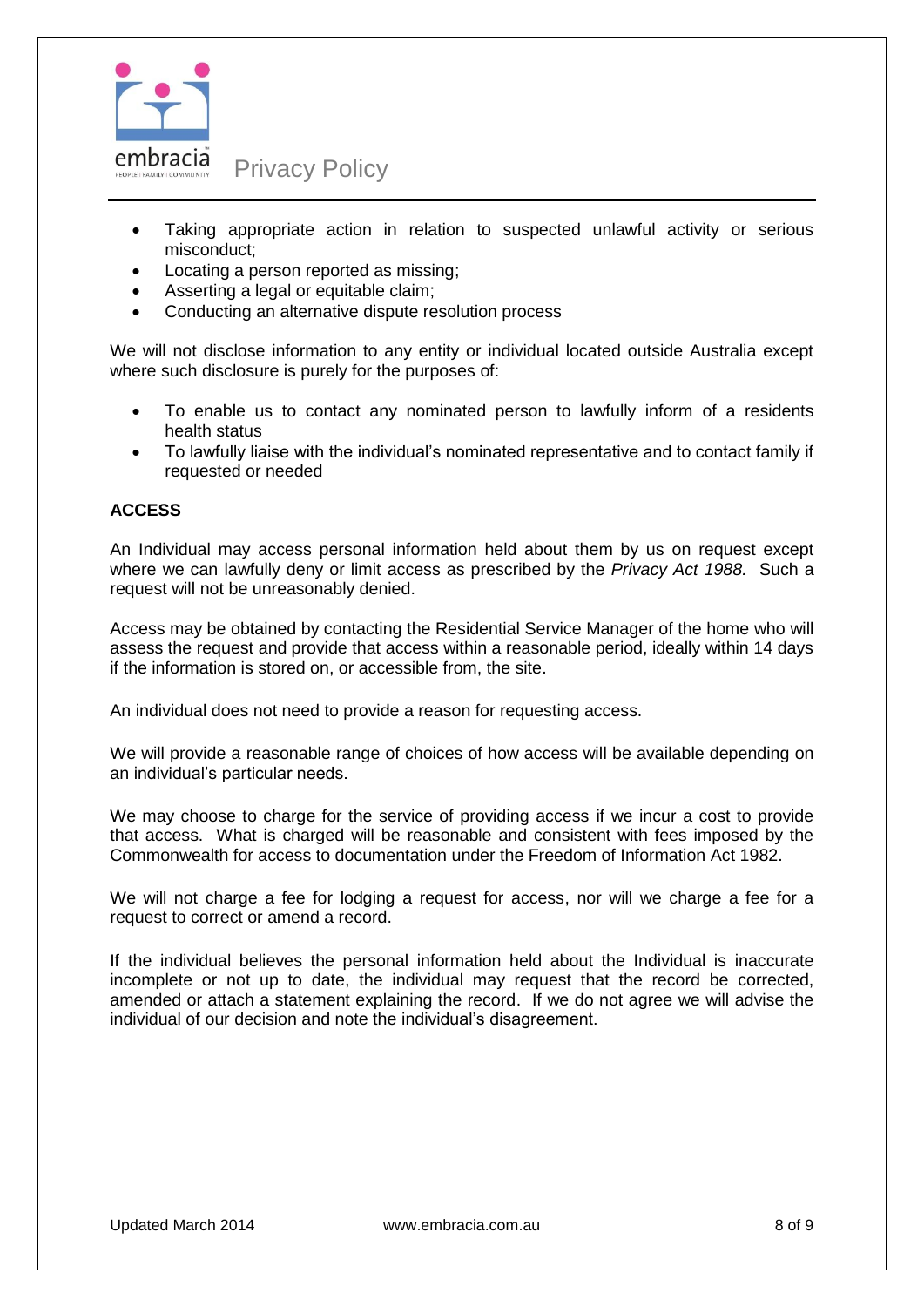- Taking appropriate action in relation to suspected unlawful activity or serious misconduct;
- Locating a person reported as missing;
- Asserting a legal or equitable claim;
- Conducting an alternative dispute resolution process

We will not disclose information to any entity or individual located outside Australia except where such disclosure is purely for the purposes of:

- To enable us to contact any nominated person to lawfully inform of a residents health status
- To lawfully liaise with the individual's nominated representative and to contact family if requested or needed

**ACCESS**

An Individual may access personal information held about them by us on request except where we can lawfully deny or limit access as prescribed by the *Privacy Act 1988.* Such a request will not be unreasonably denied.

Access may be obtained by contacting the Residential Service Manager of the home who will assess the request and provide that access within a reasonable period, ideally within 14 days if the information is stored on, or accessible from, the site.

An individual does not need to provide a reason for requesting access.

We will provide a reasonable range of choices of how access will be available depending on an individual's particular needs.

We may choose to charge for the service of providing access if we incur a cost to provide that access. What is charged will be reasonable and consistent with fees imposed by the Commonwealth for access to documentation under the Freedom of Information Act 1982.

We will not charge a fee for lodging a request for access, nor will we charge a fee for a request to correct or amend a record.

If the individual believes the personal information held about the Individual is inaccurate incomplete or not up to date, the individual may request that the record be corrected, amended or attach a statement explaining the record. If we do not agree we will advise the individual of our decision and note the individual's disagreement.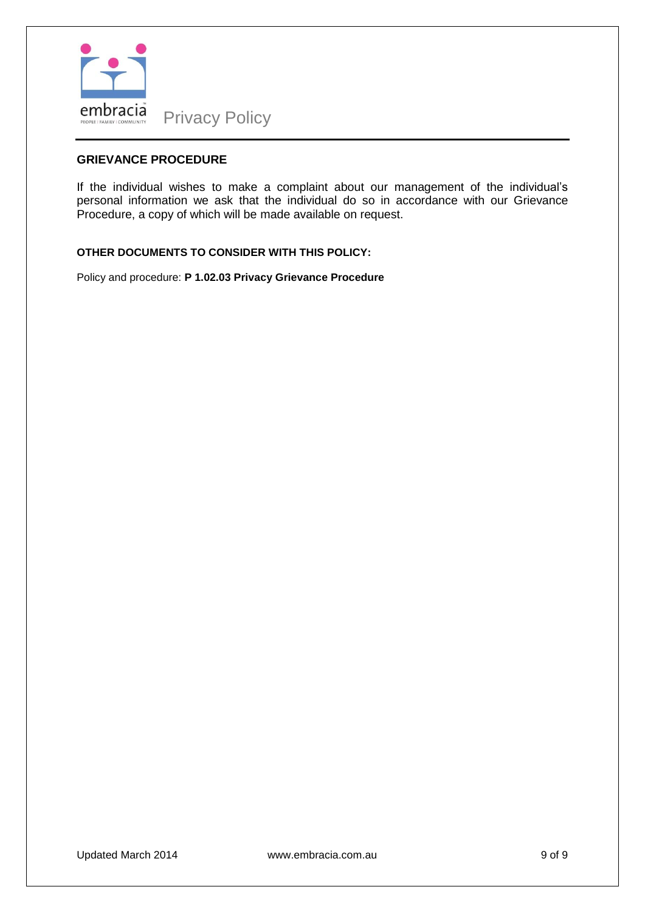## GRIEVANCE PROCEDURE

If the individual wishes to make a complaint about our management of the individual's personal information we ask that the individual do so in accordance with our Grievance Procedure, a copy of which will be made available on request.

### OTHER DOCUMENTS TO CONSIDER WITH THIS POLICY:

Policy and procedure: **P 1.02.03 Privacy Grievance Procedure**